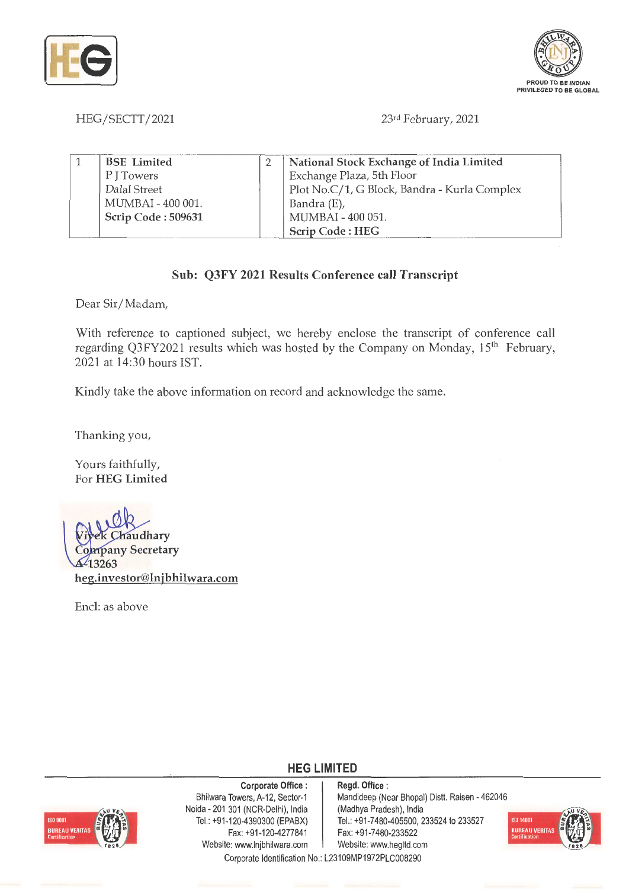PROUD TO BE INDIAN
PRIVILEGED TO BE GLOBAL

HEG/SECTT/2021

23rd February, 2021

| 1 | **BSE Limited**<br>P J Towers<br>Dalal Street<br>MUMBAI - 400 001.<br>**Scrip Code : 509631** | 2 | **National Stock Exchange of India Limited**<br>Exchange Plaza, 5th Floor<br>Plot No.C/1, G Block, Bandra - Kurla Complex<br>Bandra (E),<br>MUMBAI - 400 051.<br>**Scrip Code : HEG** |
|---|---|---|---|

**Sub: Q3FY 2021 Results Conference call Transcript**

Dear Sir/Madam,

With reference to captioned subject, we hereby enclose the transcript of conference call regarding Q3FY2021 results which was hosted by the Company on Monday, 15th February, 2021 at 14:30 hours IST.

Kindly take the above information on record and acknowledge the same.

Thanking you,

Yours faithfully,
For **HEG Limited**

**Vivek Chaudhary**
**Company Secretary**
**A-13263**
**heg.investor@lnjbhilwara.com**

Encl: as above

**HEG LIMITED**

**Corporate Office :**
Bhilwara Towers, A-12, Sector-1
Noida - 201 301 (NCR-Delhi), India
Tel.: +91-120-4390300 (EPABX)
Fax: +91-120-4277841
Website: www.lnjbhilwara.com

**Regd. Office :**
Mandideep (Near Bhopal) Distt. Raisen - 462046
(Madhya Pradesh), India
Tel.: +91-7480-405500, 233524 to 233527
Fax: +91-7480-233522
Website: www.hegltd.com

Corporate Identification No.: L23109MP1972PLC008290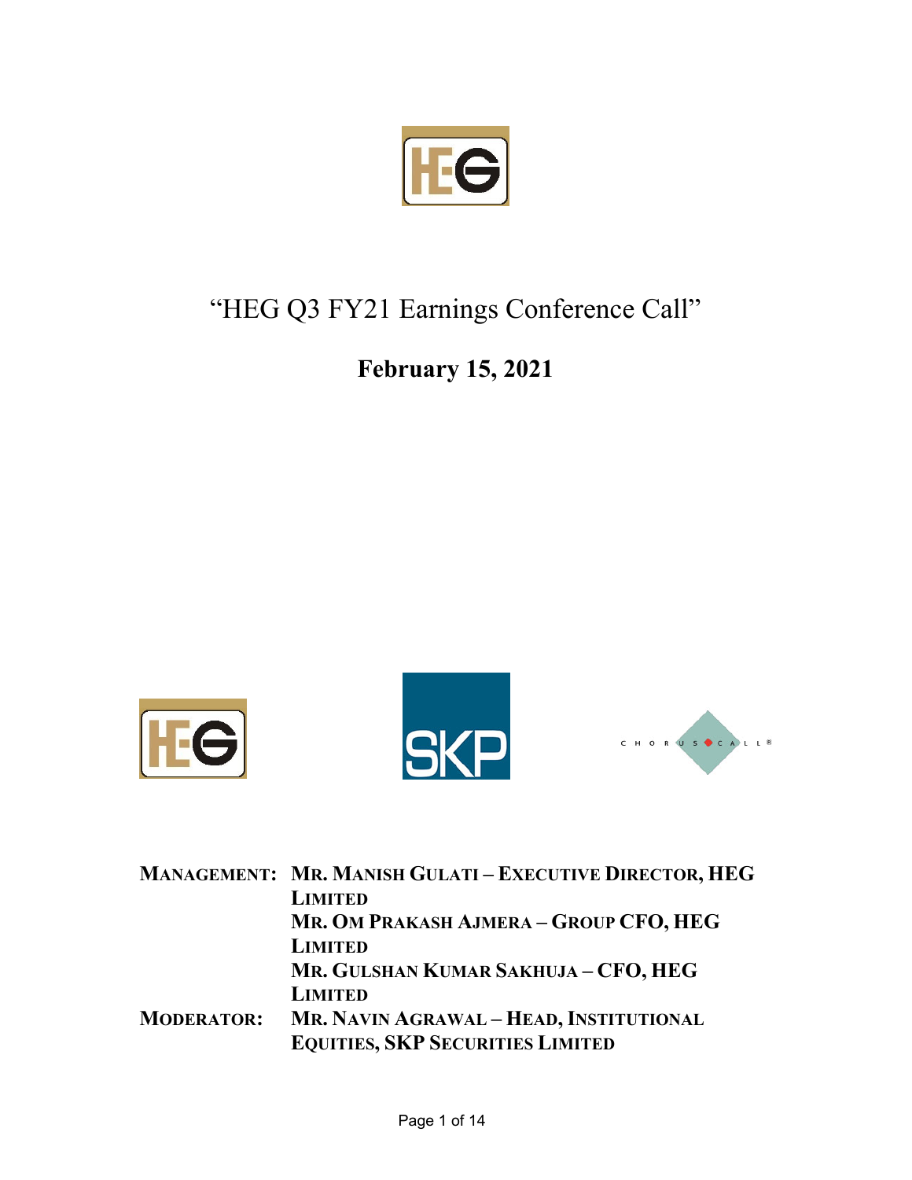# "HEG Q3 FY21 Earnings Conference Call"

## February 15, 2021

| | |
|---|---|
| **MANAGEMENT:** | **MR. MANISH GULATI – EXECUTIVE DIRECTOR, HEG LIMITED** |
| | **MR. OM PRAKASH AJMERA – GROUP CFO, HEG LIMITED** |
| | **MR. GULSHAN KUMAR SAKHUJA – CFO, HEG LIMITED** |
| **MODERATOR:** | **MR. NAVIN AGRAWAL – HEAD, INSTITUTIONAL EQUITIES, SKP SECURITIES LIMITED** |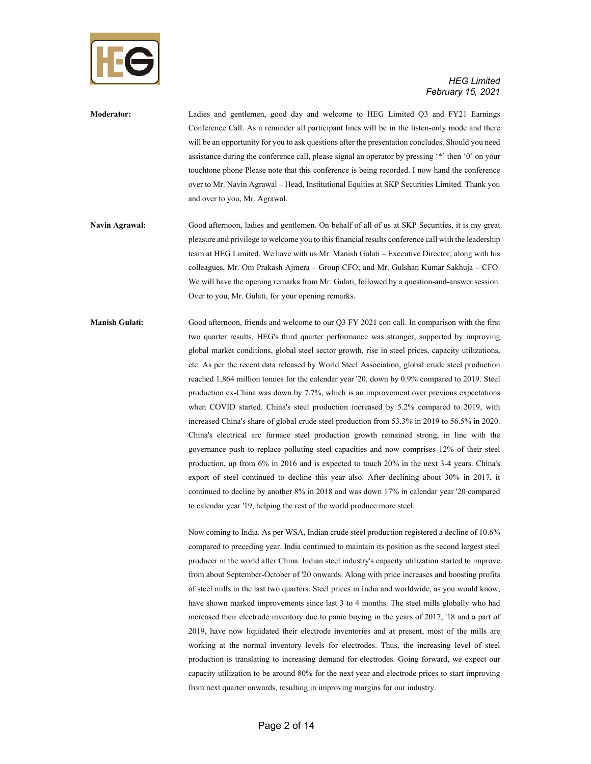**Moderator:** Ladies and gentlemen, good day and welcome to HEG Limited Q3 and FY21 Earnings Conference Call. As a reminder all participant lines will be in the listen-only mode and there will be an opportunity for you to ask questions after the presentation concludes. Should you need assistance during the conference call, please signal an operator by pressing '*' then '0' on your touchtone phone Please note that this conference is being recorded. I now hand the conference over to Mr. Navin Agrawal – Head, Institutional Equities at SKP Securities Limited. Thank you and over to you, Mr. Agrawal.

**Navin Agrawal:** Good afternoon, ladies and gentlemen. On behalf of all of us at SKP Securities, it is my great pleasure and privilege to welcome you to this financial results conference call with the leadership team at HEG Limited. We have with us Mr. Manish Gulati – Executive Director; along with his colleagues, Mr. Om Prakash Ajmera – Group CFO; and Mr. Gulshan Kumar Sakhuja – CFO. We will have the opening remarks from Mr. Gulati, followed by a question-and-answer session. Over to you, Mr. Gulati, for your opening remarks.

**Manish Gulati:** Good afternoon, friends and welcome to our Q3 FY 2021 con call. In comparison with the first two quarter results, HEG's third quarter performance was stronger, supported by improving global market conditions, global steel sector growth, rise in steel prices, capacity utilizations, etc. As per the recent data released by World Steel Association, global crude steel production reached 1,864 million tonnes for the calendar year '20, down by 0.9% compared to 2019. Steel production ex-China was down by 7.7%, which is an improvement over previous expectations when COVID started. China's steel production increased by 5.2% compared to 2019, with increased China's share of global crude steel production from 53.3% in 2019 to 56.5% in 2020. China's electrical arc furnace steel production growth remained strong, in line with the governance push to replace polluting steel capacities and now comprises 12% of their steel production, up from 6% in 2016 and is expected to touch 20% in the next 3-4 years. China's export of steel continued to decline this year also. After declining about 30% in 2017, it continued to decline by another 8% in 2018 and was down 17% in calendar year '20 compared to calendar year '19, helping the rest of the world produce more steel.

Now coming to India. As per WSA, Indian crude steel production registered a decline of 10.6% compared to preceding year. India continued to maintain its position as the second largest steel producer in the world after China. Indian steel industry's capacity utilization started to improve from about September-October of '20 onwards. Along with price increases and boosting profits of steel mills in the last two quarters. Steel prices in India and worldwide, as you would know, have shown marked improvements since last 3 to 4 months. The steel mills globally who had increased their electrode inventory due to panic buying in the years of 2017, '18 and a part of 2019, have now liquidated their electrode inventories and at present, most of the mills are working at the normal inventory levels for electrodes. Thus, the increasing level of steel production is translating to increasing demand for electrodes. Going forward, we expect our capacity utilization to be around 80% for the next year and electrode prices to start improving from next quarter onwards, resulting in improving margins for our industry.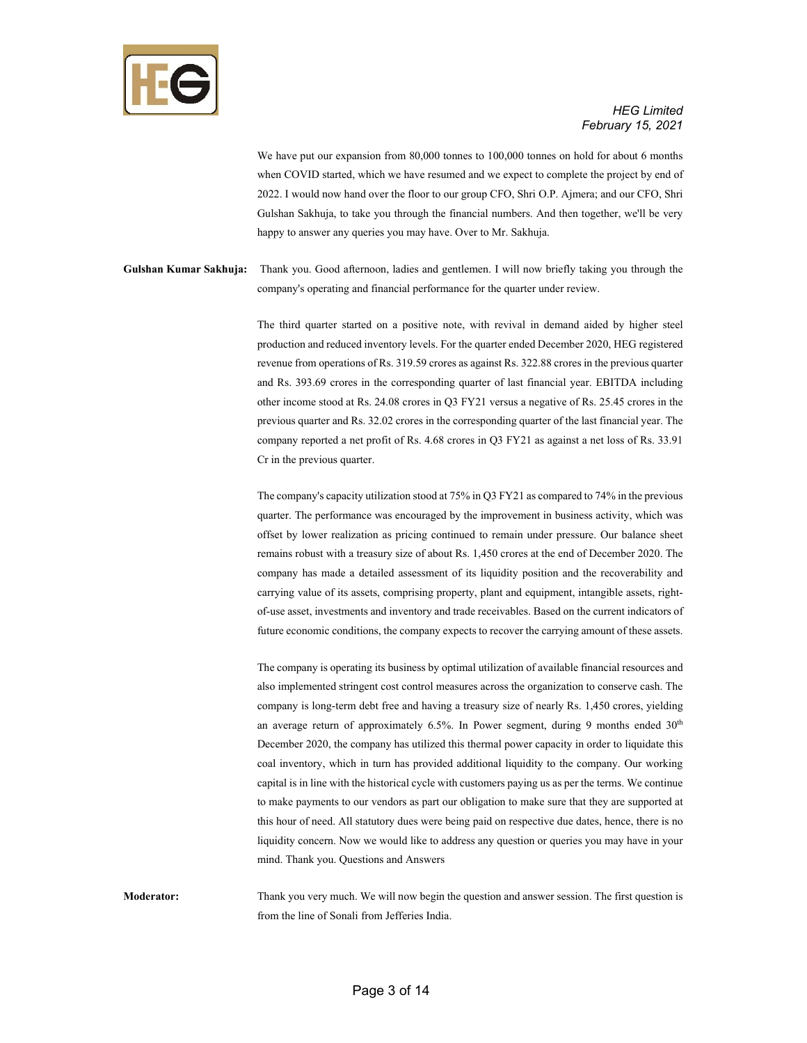We have put our expansion from 80,000 tonnes to 100,000 tonnes on hold for about 6 months when COVID started, which we have resumed and we expect to complete the project by end of 2022. I would now hand over the floor to our group CFO, Shri O.P. Ajmera; and our CFO, Shri Gulshan Sakhuja, to take you through the financial numbers. And then together, we'll be very happy to answer any queries you may have. Over to Mr. Sakhuja.

**Gulshan Kumar Sakhuja:** Thank you. Good afternoon, ladies and gentlemen. I will now briefly taking you through the company's operating and financial performance for the quarter under review.

The third quarter started on a positive note, with revival in demand aided by higher steel production and reduced inventory levels. For the quarter ended December 2020, HEG registered revenue from operations of Rs. 319.59 crores as against Rs. 322.88 crores in the previous quarter and Rs. 393.69 crores in the corresponding quarter of last financial year. EBITDA including other income stood at Rs. 24.08 crores in Q3 FY21 versus a negative of Rs. 25.45 crores in the previous quarter and Rs. 32.02 crores in the corresponding quarter of the last financial year. The company reported a net profit of Rs. 4.68 crores in Q3 FY21 as against a net loss of Rs. 33.91 Cr in the previous quarter.

The company's capacity utilization stood at 75% in Q3 FY21 as compared to 74% in the previous quarter. The performance was encouraged by the improvement in business activity, which was offset by lower realization as pricing continued to remain under pressure. Our balance sheet remains robust with a treasury size of about Rs. 1,450 crores at the end of December 2020. The company has made a detailed assessment of its liquidity position and the recoverability and carrying value of its assets, comprising property, plant and equipment, intangible assets, right-of-use asset, investments and inventory and trade receivables. Based on the current indicators of future economic conditions, the company expects to recover the carrying amount of these assets.

The company is operating its business by optimal utilization of available financial resources and also implemented stringent cost control measures across the organization to conserve cash. The company is long-term debt free and having a treasury size of nearly Rs. 1,450 crores, yielding an average return of approximately 6.5%. In Power segment, during 9 months ended 30th December 2020, the company has utilized this thermal power capacity in order to liquidate this coal inventory, which in turn has provided additional liquidity to the company. Our working capital is in line with the historical cycle with customers paying us as per the terms. We continue to make payments to our vendors as part our obligation to make sure that they are supported at this hour of need. All statutory dues were being paid on respective due dates, hence, there is no liquidity concern. Now we would like to address any question or queries you may have in your mind. Thank you. Questions and Answers

**Moderator:** Thank you very much. We will now begin the question and answer session. The first question is from the line of Sonali from Jefferies India.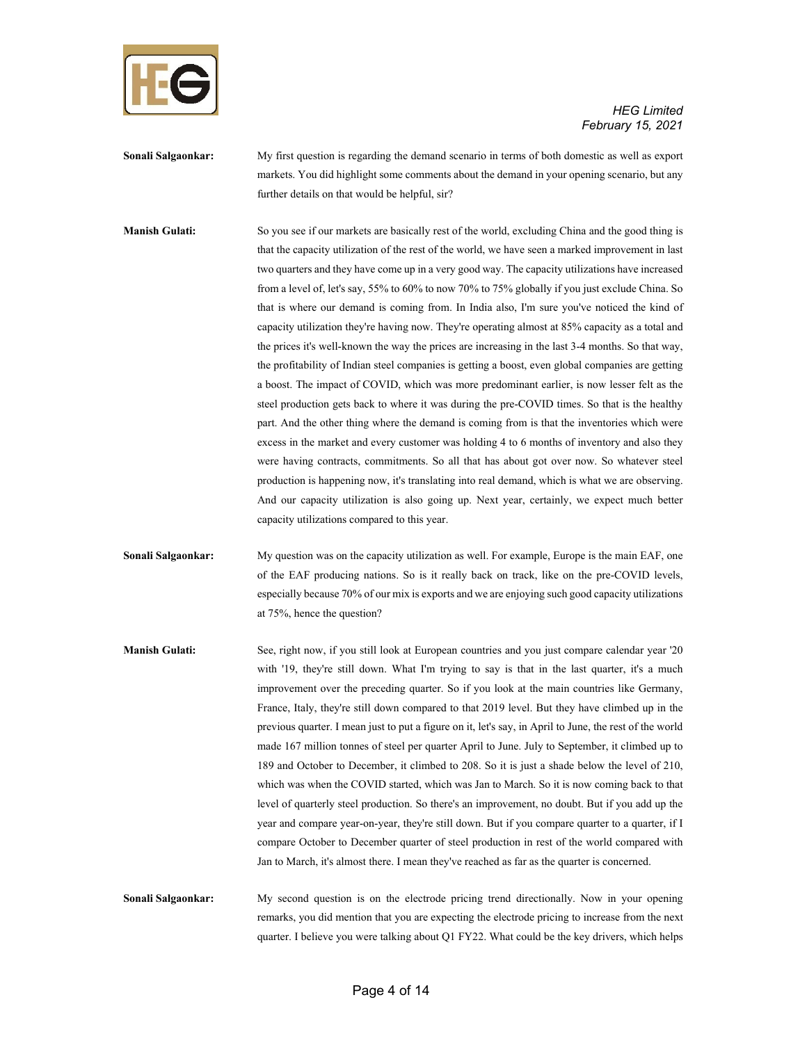**Sonali Salgaonkar:** My first question is regarding the demand scenario in terms of both domestic as well as export markets. You did highlight some comments about the demand in your opening scenario, but any further details on that would be helpful, sir?

**Manish Gulati:** So you see if our markets are basically rest of the world, excluding China and the good thing is that the capacity utilization of the rest of the world, we have seen a marked improvement in last two quarters and they have come up in a very good way. The capacity utilizations have increased from a level of, let's say, 55% to 60% to now 70% to 75% globally if you just exclude China. So that is where our demand is coming from. In India also, I'm sure you've noticed the kind of capacity utilization they're having now. They're operating almost at 85% capacity as a total and the prices it's well-known the way the prices are increasing in the last 3-4 months. So that way, the profitability of Indian steel companies is getting a boost, even global companies are getting a boost. The impact of COVID, which was more predominant earlier, is now lesser felt as the steel production gets back to where it was during the pre-COVID times. So that is the healthy part. And the other thing where the demand is coming from is that the inventories which were excess in the market and every customer was holding 4 to 6 months of inventory and also they were having contracts, commitments. So all that has about got over now. So whatever steel production is happening now, it's translating into real demand, which is what we are observing. And our capacity utilization is also going up. Next year, certainly, we expect much better capacity utilizations compared to this year.

**Sonali Salgaonkar:** My question was on the capacity utilization as well. For example, Europe is the main EAF, one of the EAF producing nations. So is it really back on track, like on the pre-COVID levels, especially because 70% of our mix is exports and we are enjoying such good capacity utilizations at 75%, hence the question?

**Manish Gulati:** See, right now, if you still look at European countries and you just compare calendar year '20 with '19, they're still down. What I'm trying to say is that in the last quarter, it's a much improvement over the preceding quarter. So if you look at the main countries like Germany, France, Italy, they're still down compared to that 2019 level. But they have climbed up in the previous quarter. I mean just to put a figure on it, let's say, in April to June, the rest of the world made 167 million tonnes of steel per quarter April to June. July to September, it climbed up to 189 and October to December, it climbed to 208. So it is just a shade below the level of 210, which was when the COVID started, which was Jan to March. So it is now coming back to that level of quarterly steel production. So there's an improvement, no doubt. But if you add up the year and compare year-on-year, they're still down. But if you compare quarter to a quarter, if I compare October to December quarter of steel production in rest of the world compared with Jan to March, it's almost there. I mean they've reached as far as the quarter is concerned.

**Sonali Salgaonkar:** My second question is on the electrode pricing trend directionally. Now in your opening remarks, you did mention that you are expecting the electrode pricing to increase from the next quarter. I believe you were talking about Q1 FY22. What could be the key drivers, which helps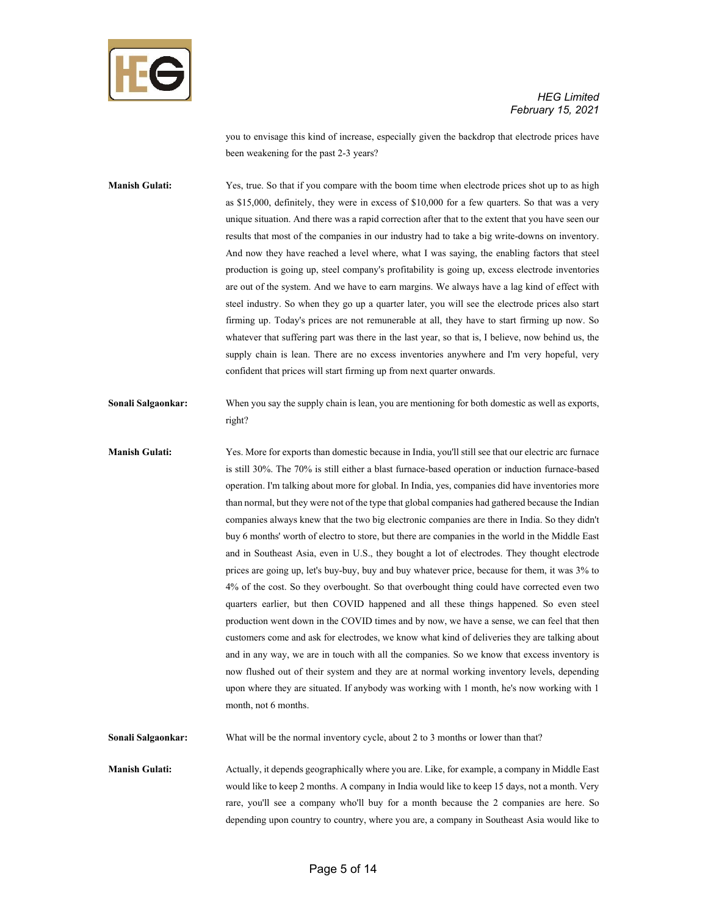you to envisage this kind of increase, especially given the backdrop that electrode prices have been weakening for the past 2-3 years?

**Manish Gulati:** Yes, true. So that if you compare with the boom time when electrode prices shot up to as high as $15,000, definitely, they were in excess of $10,000 for a few quarters. So that was a very unique situation. And there was a rapid correction after that to the extent that you have seen our results that most of the companies in our industry had to take a big write-downs on inventory. And now they have reached a level where, what I was saying, the enabling factors that steel production is going up, steel company's profitability is going up, excess electrode inventories are out of the system. And we have to earn margins. We always have a lag kind of effect with steel industry. So when they go up a quarter later, you will see the electrode prices also start firming up. Today's prices are not remunerable at all, they have to start firming up now. So whatever that suffering part was there in the last year, so that is, I believe, now behind us, the supply chain is lean. There are no excess inventories anywhere and I'm very hopeful, very confident that prices will start firming up from next quarter onwards.

**Sonali Salgaonkar:** When you say the supply chain is lean, you are mentioning for both domestic as well as exports, right?

**Manish Gulati:** Yes. More for exports than domestic because in India, you'll still see that our electric arc furnace is still 30%. The 70% is still either a blast furnace-based operation or induction furnace-based operation. I'm talking about more for global. In India, yes, companies did have inventories more than normal, but they were not of the type that global companies had gathered because the Indian companies always knew that the two big electronic companies are there in India. So they didn't buy 6 months' worth of electro to store, but there are companies in the world in the Middle East and in Southeast Asia, even in U.S., they bought a lot of electrodes. They thought electrode prices are going up, let's buy-buy, buy and buy whatever price, because for them, it was 3% to 4% of the cost. So they overbought. So that overbought thing could have corrected even two quarters earlier, but then COVID happened and all these things happened. So even steel production went down in the COVID times and by now, we have a sense, we can feel that then customers come and ask for electrodes, we know what kind of deliveries they are talking about and in any way, we are in touch with all the companies. So we know that excess inventory is now flushed out of their system and they are at normal working inventory levels, depending upon where they are situated. If anybody was working with 1 month, he's now working with 1 month, not 6 months.

**Sonali Salgaonkar:** What will be the normal inventory cycle, about 2 to 3 months or lower than that?

**Manish Gulati:** Actually, it depends geographically where you are. Like, for example, a company in Middle East would like to keep 2 months. A company in India would like to keep 15 days, not a month. Very rare, you'll see a company who'll buy for a month because the 2 companies are here. So depending upon country to country, where you are, a company in Southeast Asia would like to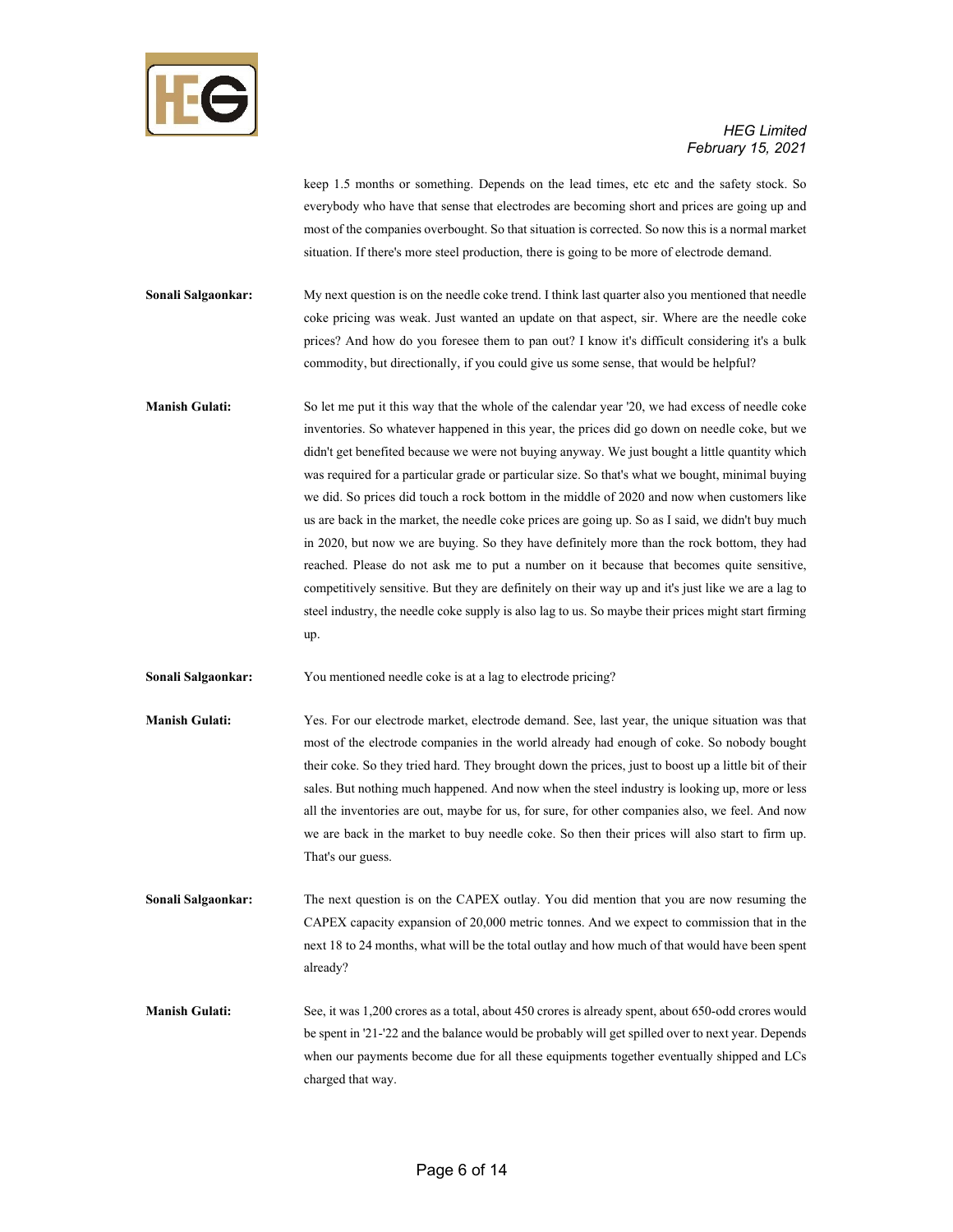keep 1.5 months or something. Depends on the lead times, etc etc and the safety stock. So everybody who have that sense that electrodes are becoming short and prices are going up and most of the companies overbought. So that situation is corrected. So now this is a normal market situation. If there's more steel production, there is going to be more of electrode demand.

**Sonali Salgaonkar:** My next question is on the needle coke trend. I think last quarter also you mentioned that needle coke pricing was weak. Just wanted an update on that aspect, sir. Where are the needle coke prices? And how do you foresee them to pan out? I know it's difficult considering it's a bulk commodity, but directionally, if you could give us some sense, that would be helpful?

**Manish Gulati:** So let me put it this way that the whole of the calendar year '20, we had excess of needle coke inventories. So whatever happened in this year, the prices did go down on needle coke, but we didn't get benefited because we were not buying anyway. We just bought a little quantity which was required for a particular grade or particular size. So that's what we bought, minimal buying we did. So prices did touch a rock bottom in the middle of 2020 and now when customers like us are back in the market, the needle coke prices are going up. So as I said, we didn't buy much in 2020, but now we are buying. So they have definitely more than the rock bottom, they had reached. Please do not ask me to put a number on it because that becomes quite sensitive, competitively sensitive. But they are definitely on their way up and it's just like we are a lag to steel industry, the needle coke supply is also lag to us. So maybe their prices might start firming up.

**Sonali Salgaonkar:** You mentioned needle coke is at a lag to electrode pricing?

**Manish Gulati:** Yes. For our electrode market, electrode demand. See, last year, the unique situation was that most of the electrode companies in the world already had enough of coke. So nobody bought their coke. So they tried hard. They brought down the prices, just to boost up a little bit of their sales. But nothing much happened. And now when the steel industry is looking up, more or less all the inventories are out, maybe for us, for sure, for other companies also, we feel. And now we are back in the market to buy needle coke. So then their prices will also start to firm up. That's our guess.

**Sonali Salgaonkar:** The next question is on the CAPEX outlay. You did mention that you are now resuming the CAPEX capacity expansion of 20,000 metric tonnes. And we expect to commission that in the next 18 to 24 months, what will be the total outlay and how much of that would have been spent already?

**Manish Gulati:** See, it was 1,200 crores as a total, about 450 crores is already spent, about 650-odd crores would be spent in '21-'22 and the balance would be probably will get spilled over to next year. Depends when our payments become due for all these equipments together eventually shipped and LCs charged that way.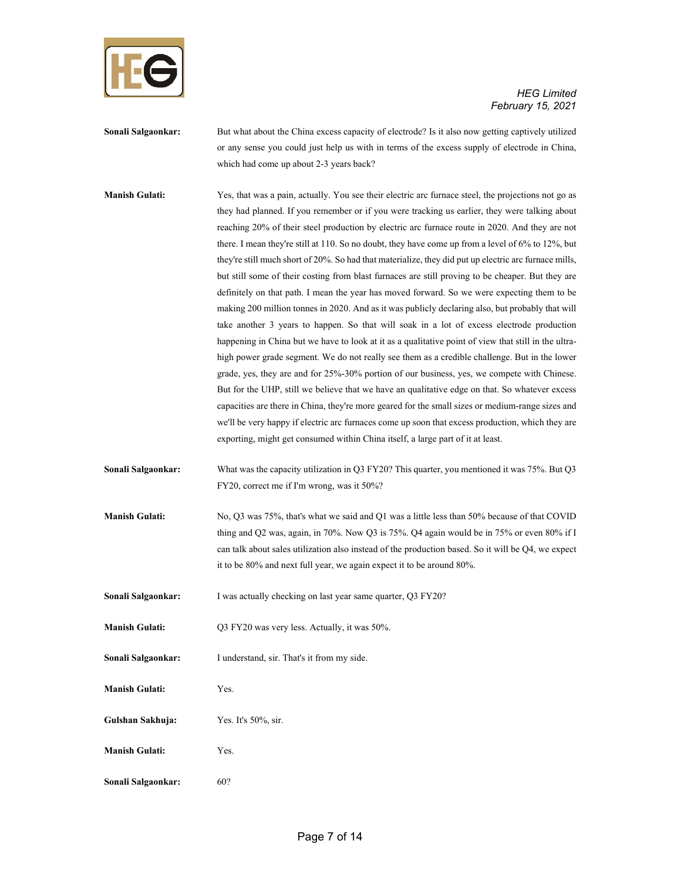**Sonali Salgaonkar:** But what about the China excess capacity of electrode? Is it also now getting captively utilized or any sense you could just help us with in terms of the excess supply of electrode in China, which had come up about 2-3 years back?

**Manish Gulati:** Yes, that was a pain, actually. You see their electric arc furnace steel, the projections not go as they had planned. If you remember or if you were tracking us earlier, they were talking about reaching 20% of their steel production by electric arc furnace route in 2020. And they are not there. I mean they're still at 110. So no doubt, they have come up from a level of 6% to 12%, but they're still much short of 20%. So had that materialize, they did put up electric arc furnace mills, but still some of their costing from blast furnaces are still proving to be cheaper. But they are definitely on that path. I mean the year has moved forward. So we were expecting them to be making 200 million tonnes in 2020. And as it was publicly declaring also, but probably that will take another 3 years to happen. So that will soak in a lot of excess electrode production happening in China but we have to look at it as a qualitative point of view that still in the ultra-high power grade segment. We do not really see them as a credible challenge. But in the lower grade, yes, they are and for 25%-30% portion of our business, yes, we compete with Chinese. But for the UHP, still we believe that we have an qualitative edge on that. So whatever excess capacities are there in China, they're more geared for the small sizes or medium-range sizes and we'll be very happy if electric arc furnaces come up soon that excess production, which they are exporting, might get consumed within China itself, a large part of it at least.

**Sonali Salgaonkar:** What was the capacity utilization in Q3 FY20? This quarter, you mentioned it was 75%. But Q3 FY20, correct me if I'm wrong, was it 50%?

**Manish Gulati:** No, Q3 was 75%, that's what we said and Q1 was a little less than 50% because of that COVID thing and Q2 was, again, in 70%. Now Q3 is 75%. Q4 again would be in 75% or even 80% if I can talk about sales utilization also instead of the production based. So it will be Q4, we expect it to be 80% and next full year, we again expect it to be around 80%.

**Sonali Salgaonkar:** I was actually checking on last year same quarter, Q3 FY20?

**Manish Gulati:** Q3 FY20 was very less. Actually, it was 50%.

**Sonali Salgaonkar:** I understand, sir. That's it from my side.

**Manish Gulati:** Yes.

**Gulshan Sakhuja:** Yes. It's 50%, sir.

**Manish Gulati:** Yes.

**Sonali Salgaonkar:** 60?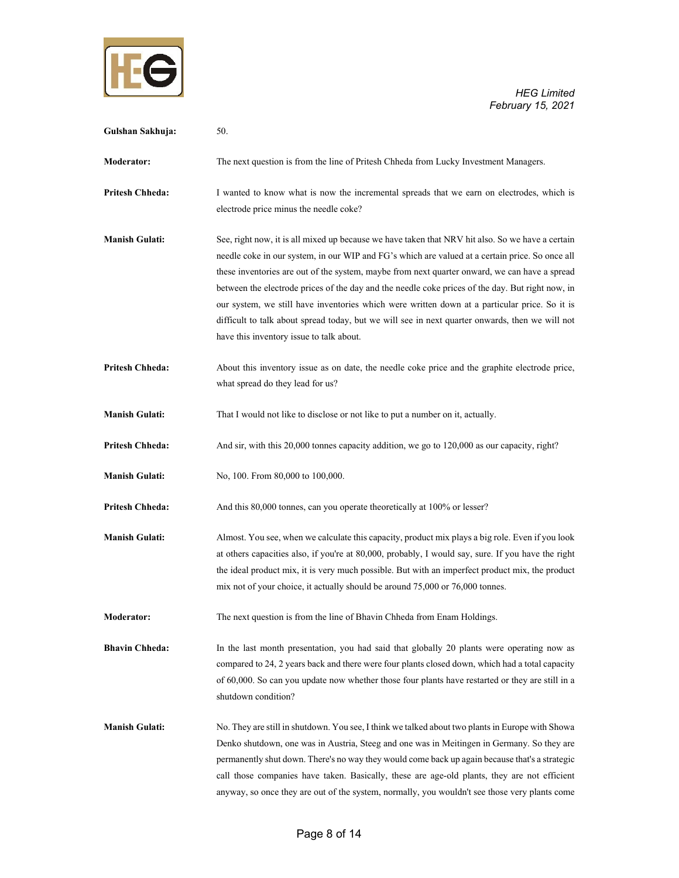**Gulshan Sakhuja:** 50.

**Moderator:** The next question is from the line of Pritesh Chheda from Lucky Investment Managers.

**Pritesh Chheda:** I wanted to know what is now the incremental spreads that we earn on electrodes, which is electrode price minus the needle coke?

**Manish Gulati:** See, right now, it is all mixed up because we have taken that NRV hit also. So we have a certain needle coke in our system, in our WIP and FG's which are valued at a certain price. So once all these inventories are out of the system, maybe from next quarter onward, we can have a spread between the electrode prices of the day and the needle coke prices of the day. But right now, in our system, we still have inventories which were written down at a particular price. So it is difficult to talk about spread today, but we will see in next quarter onwards, then we will not have this inventory issue to talk about.

**Pritesh Chheda:** About this inventory issue as on date, the needle coke price and the graphite electrode price, what spread do they lead for us?

**Manish Gulati:** That I would not like to disclose or not like to put a number on it, actually.

**Pritesh Chheda:** And sir, with this 20,000 tonnes capacity addition, we go to 120,000 as our capacity, right?

**Manish Gulati:** No, 100. From 80,000 to 100,000.

**Pritesh Chheda:** And this 80,000 tonnes, can you operate theoretically at 100% or lesser?

**Manish Gulati:** Almost. You see, when we calculate this capacity, product mix plays a big role. Even if you look at others capacities also, if you're at 80,000, probably, I would say, sure. If you have the right the ideal product mix, it is very much possible. But with an imperfect product mix, the product mix not of your choice, it actually should be around 75,000 or 76,000 tonnes.

**Moderator:** The next question is from the line of Bhavin Chheda from Enam Holdings.

**Bhavin Chheda:** In the last month presentation, you had said that globally 20 plants were operating now as compared to 24, 2 years back and there were four plants closed down, which had a total capacity of 60,000. So can you update now whether those four plants have restarted or they are still in a shutdown condition?

**Manish Gulati:** No. They are still in shutdown. You see, I think we talked about two plants in Europe with Showa Denko shutdown, one was in Austria, Steeg and one was in Meitingen in Germany. So they are permanently shut down. There's no way they would come back up again because that's a strategic call those companies have taken. Basically, these are age-old plants, they are not efficient anyway, so once they are out of the system, normally, you wouldn't see those very plants come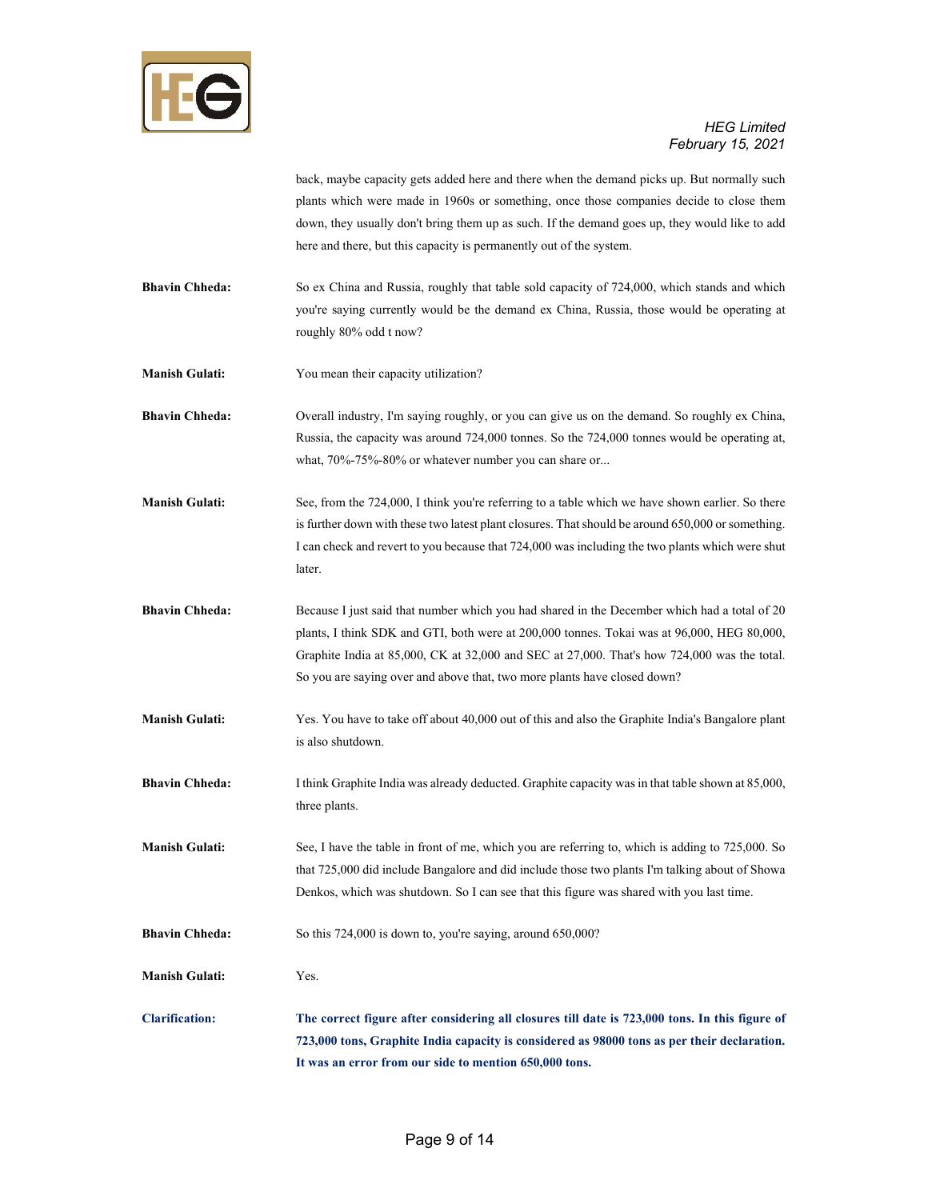back, maybe capacity gets added here and there when the demand picks up. But normally such plants which were made in 1960s or something, once those companies decide to close them down, they usually don't bring them up as such. If the demand goes up, they would like to add here and there, but this capacity is permanently out of the system.

**Bhavin Chheda:** So ex China and Russia, roughly that table sold capacity of 724,000, which stands and which you're saying currently would be the demand ex China, Russia, those would be operating at roughly 80% odd t now?

**Manish Gulati:** You mean their capacity utilization?

**Bhavin Chheda:** Overall industry, I'm saying roughly, or you can give us on the demand. So roughly ex China, Russia, the capacity was around 724,000 tonnes. So the 724,000 tonnes would be operating at, what, 70%-75%-80% or whatever number you can share or...

**Manish Gulati:** See, from the 724,000, I think you're referring to a table which we have shown earlier. So there is further down with these two latest plant closures. That should be around 650,000 or something. I can check and revert to you because that 724,000 was including the two plants which were shut later.

**Bhavin Chheda:** Because I just said that number which you had shared in the December which had a total of 20 plants, I think SDK and GTI, both were at 200,000 tonnes. Tokai was at 96,000, HEG 80,000, Graphite India at 85,000, CK at 32,000 and SEC at 27,000. That's how 724,000 was the total. So you are saying over and above that, two more plants have closed down?

**Manish Gulati:** Yes. You have to take off about 40,000 out of this and also the Graphite India's Bangalore plant is also shutdown.

**Bhavin Chheda:** I think Graphite India was already deducted. Graphite capacity was in that table shown at 85,000, three plants.

**Manish Gulati:** See, I have the table in front of me, which you are referring to, which is adding to 725,000. So that 725,000 did include Bangalore and did include those two plants I'm talking about of Showa Denkos, which was shutdown. So I can see that this figure was shared with you last time.

**Bhavin Chheda:** So this 724,000 is down to, you're saying, around 650,000?

**Manish Gulati:** Yes.

**Clarification:** **The correct figure after considering all closures till date is 723,000 tons. In this figure of 723,000 tons, Graphite India capacity is considered as 98000 tons as per their declaration. It was an error from our side to mention 650,000 tons.**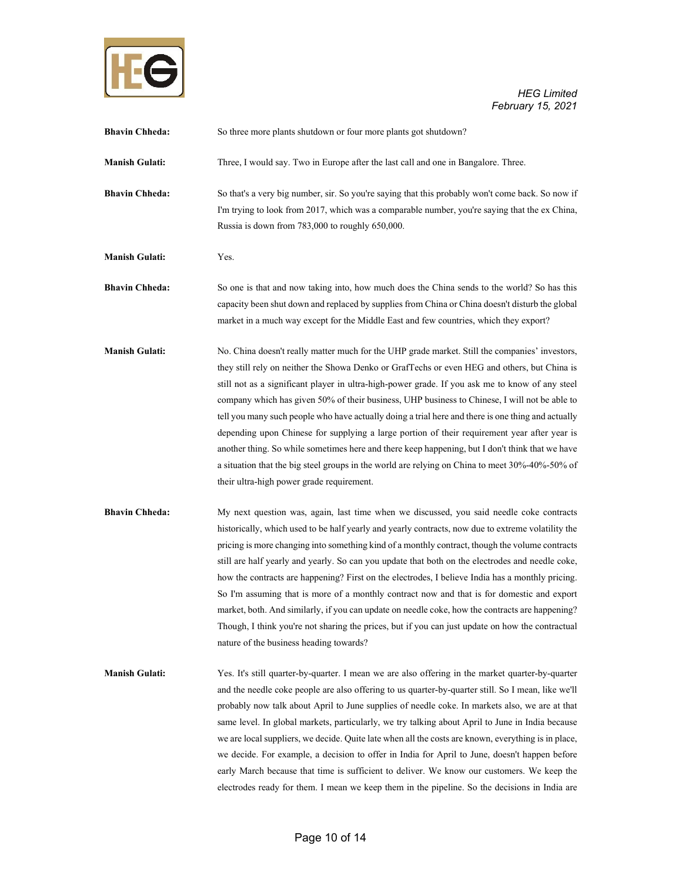**Bhavin Chheda:** So three more plants shutdown or four more plants got shutdown?

**Manish Gulati:** Three, I would say. Two in Europe after the last call and one in Bangalore. Three.

**Bhavin Chheda:** So that's a very big number, sir. So you're saying that this probably won't come back. So now if I'm trying to look from 2017, which was a comparable number, you're saying that the ex China, Russia is down from 783,000 to roughly 650,000.

**Manish Gulati:** Yes.

**Bhavin Chheda:** So one is that and now taking into, how much does the China sends to the world? So has this capacity been shut down and replaced by supplies from China or China doesn't disturb the global market in a much way except for the Middle East and few countries, which they export?

**Manish Gulati:** No. China doesn't really matter much for the UHP grade market. Still the companies' investors, they still rely on neither the Showa Denko or GrafTechs or even HEG and others, but China is still not as a significant player in ultra-high-power grade. If you ask me to know of any steel company which has given 50% of their business, UHP business to Chinese, I will not be able to tell you many such people who have actually doing a trial here and there is one thing and actually depending upon Chinese for supplying a large portion of their requirement year after year is another thing. So while sometimes here and there keep happening, but I don't think that we have a situation that the big steel groups in the world are relying on China to meet 30%-40%-50% of their ultra-high power grade requirement.

**Bhavin Chheda:** My next question was, again, last time when we discussed, you said needle coke contracts historically, which used to be half yearly and yearly contracts, now due to extreme volatility the pricing is more changing into something kind of a monthly contract, though the volume contracts still are half yearly and yearly. So can you update that both on the electrodes and needle coke, how the contracts are happening? First on the electrodes, I believe India has a monthly pricing. So I'm assuming that is more of a monthly contract now and that is for domestic and export market, both. And similarly, if you can update on needle coke, how the contracts are happening? Though, I think you're not sharing the prices, but if you can just update on how the contractual nature of the business heading towards?

**Manish Gulati:** Yes. It's still quarter-by-quarter. I mean we are also offering in the market quarter-by-quarter and the needle coke people are also offering to us quarter-by-quarter still. So I mean, like we'll probably now talk about April to June supplies of needle coke. In markets also, we are at that same level. In global markets, particularly, we try talking about April to June in India because we are local suppliers, we decide. Quite late when all the costs are known, everything is in place, we decide. For example, a decision to offer in India for April to June, doesn't happen before early March because that time is sufficient to deliver. We know our customers. We keep the electrodes ready for them. I mean we keep them in the pipeline. So the decisions in India are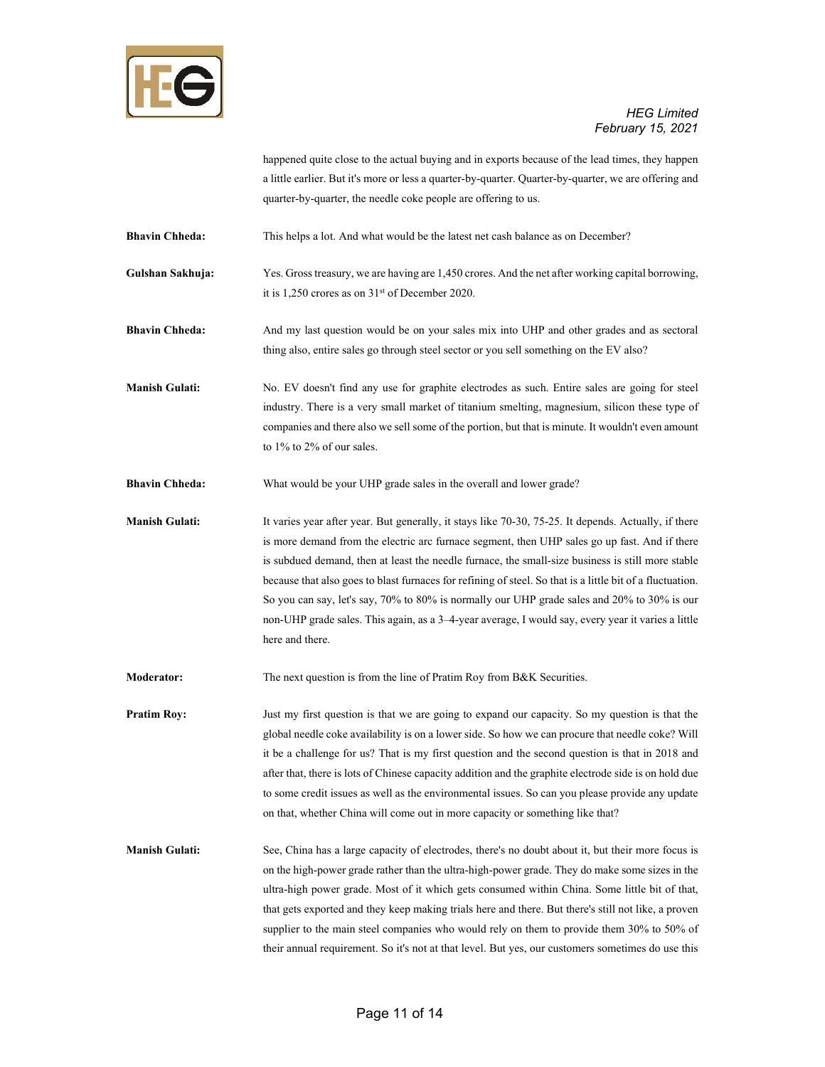happened quite close to the actual buying and in exports because of the lead times, they happen a little earlier. But it's more or less a quarter-by-quarter. Quarter-by-quarter, we are offering and quarter-by-quarter, the needle coke people are offering to us.

**Bhavin Chheda:** This helps a lot. And what would be the latest net cash balance as on December?

**Gulshan Sakhuja:** Yes. Gross treasury, we are having are 1,450 crores. And the net after working capital borrowing, it is 1,250 crores as on 31st of December 2020.

**Bhavin Chheda:** And my last question would be on your sales mix into UHP and other grades and as sectoral thing also, entire sales go through steel sector or you sell something on the EV also?

**Manish Gulati:** No. EV doesn't find any use for graphite electrodes as such. Entire sales are going for steel industry. There is a very small market of titanium smelting, magnesium, silicon these type of companies and there also we sell some of the portion, but that is minute. It wouldn't even amount to 1% to 2% of our sales.

**Bhavin Chheda:** What would be your UHP grade sales in the overall and lower grade?

**Manish Gulati:** It varies year after year. But generally, it stays like 70-30, 75-25. It depends. Actually, if there is more demand from the electric arc furnace segment, then UHP sales go up fast. And if there is subdued demand, then at least the needle furnace, the small-size business is still more stable because that also goes to blast furnaces for refining of steel. So that is a little bit of a fluctuation. So you can say, let's say, 70% to 80% is normally our UHP grade sales and 20% to 30% is our non-UHP grade sales. This again, as a 3–4-year average, I would say, every year it varies a little here and there.

**Moderator:** The next question is from the line of Pratim Roy from B&K Securities.

**Pratim Roy:** Just my first question is that we are going to expand our capacity. So my question is that the global needle coke availability is on a lower side. So how we can procure that needle coke? Will it be a challenge for us? That is my first question and the second question is that in 2018 and after that, there is lots of Chinese capacity addition and the graphite electrode side is on hold due to some credit issues as well as the environmental issues. So can you please provide any update on that, whether China will come out in more capacity or something like that?

**Manish Gulati:** See, China has a large capacity of electrodes, there's no doubt about it, but their more focus is on the high-power grade rather than the ultra-high-power grade. They do make some sizes in the ultra-high power grade. Most of it which gets consumed within China. Some little bit of that, that gets exported and they keep making trials here and there. But there's still not like, a proven supplier to the main steel companies who would rely on them to provide them 30% to 50% of their annual requirement. So it's not at that level. But yes, our customers sometimes do use this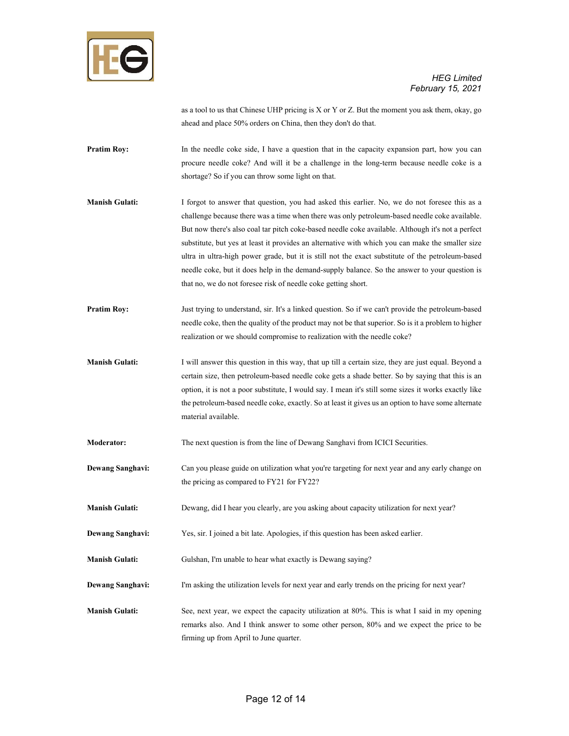as a tool to us that Chinese UHP pricing is X or Y or Z. But the moment you ask them, okay, go ahead and place 50% orders on China, then they don't do that.

**Pratim Roy:** In the needle coke side, I have a question that in the capacity expansion part, how you can procure needle coke? And will it be a challenge in the long-term because needle coke is a shortage? So if you can throw some light on that.

**Manish Gulati:** I forgot to answer that question, you had asked this earlier. No, we do not foresee this as a challenge because there was a time when there was only petroleum-based needle coke available. But now there's also coal tar pitch coke-based needle coke available. Although it's not a perfect substitute, but yes at least it provides an alternative with which you can make the smaller size ultra in ultra-high power grade, but it is still not the exact substitute of the petroleum-based needle coke, but it does help in the demand-supply balance. So the answer to your question is that no, we do not foresee risk of needle coke getting short.

**Pratim Roy:** Just trying to understand, sir. It's a linked question. So if we can't provide the petroleum-based needle coke, then the quality of the product may not be that superior. So is it a problem to higher realization or we should compromise to realization with the needle coke?

**Manish Gulati:** I will answer this question in this way, that up till a certain size, they are just equal. Beyond a certain size, then petroleum-based needle coke gets a shade better. So by saying that this is an option, it is not a poor substitute, I would say. I mean it's still some sizes it works exactly like the petroleum-based needle coke, exactly. So at least it gives us an option to have some alternate material available.

**Moderator:** The next question is from the line of Dewang Sanghavi from ICICI Securities.

**Dewang Sanghavi:** Can you please guide on utilization what you're targeting for next year and any early change on the pricing as compared to FY21 for FY22?

**Manish Gulati:** Dewang, did I hear you clearly, are you asking about capacity utilization for next year?

**Dewang Sanghavi:** Yes, sir. I joined a bit late. Apologies, if this question has been asked earlier.

**Manish Gulati:** Gulshan, I'm unable to hear what exactly is Dewang saying?

**Dewang Sanghavi:** I'm asking the utilization levels for next year and early trends on the pricing for next year?

**Manish Gulati:** See, next year, we expect the capacity utilization at 80%. This is what I said in my opening remarks also. And I think answer to some other person, 80% and we expect the price to be firming up from April to June quarter.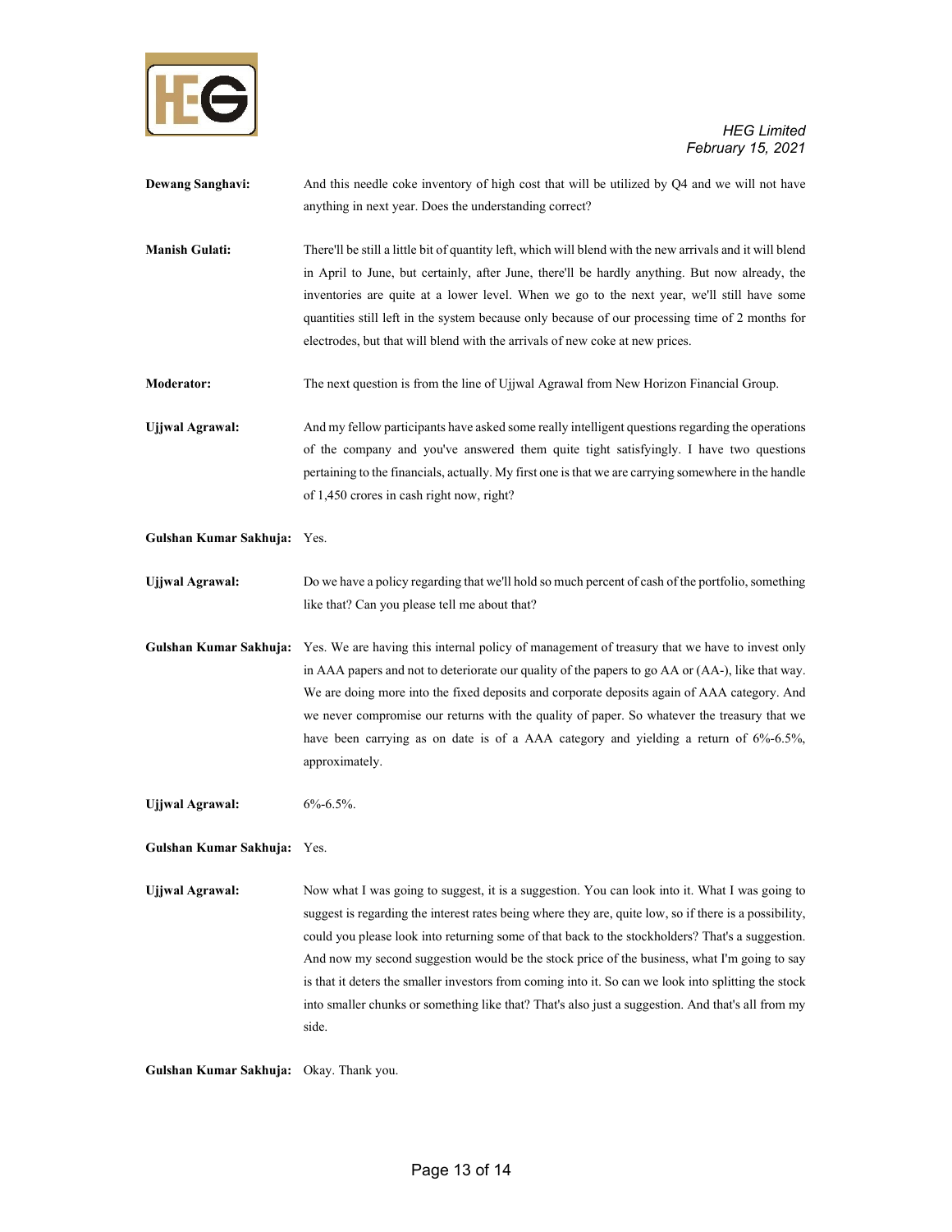**Dewang Sanghavi:** And this needle coke inventory of high cost that will be utilized by Q4 and we will not have anything in next year. Does the understanding correct?

**Manish Gulati:** There'll be still a little bit of quantity left, which will blend with the new arrivals and it will blend in April to June, but certainly, after June, there'll be hardly anything. But now already, the inventories are quite at a lower level. When we go to the next year, we'll still have some quantities still left in the system because only because of our processing time of 2 months for electrodes, but that will blend with the arrivals of new coke at new prices.

**Moderator:** The next question is from the line of Ujjwal Agrawal from New Horizon Financial Group.

**Ujjwal Agrawal:** And my fellow participants have asked some really intelligent questions regarding the operations of the company and you've answered them quite tight satisfyingly. I have two questions pertaining to the financials, actually. My first one is that we are carrying somewhere in the handle of 1,450 crores in cash right now, right?

**Gulshan Kumar Sakhuja:** Yes.

**Ujjwal Agrawal:** Do we have a policy regarding that we'll hold so much percent of cash of the portfolio, something like that? Can you please tell me about that?

**Gulshan Kumar Sakhuja:** Yes. We are having this internal policy of management of treasury that we have to invest only in AAA papers and not to deteriorate our quality of the papers to go AA or (AA-), like that way. We are doing more into the fixed deposits and corporate deposits again of AAA category. And we never compromise our returns with the quality of paper. So whatever the treasury that we have been carrying as on date is of a AAA category and yielding a return of 6%-6.5%, approximately.

**Ujjwal Agrawal:** 6%-6.5%.

**Gulshan Kumar Sakhuja:** Yes.

**Ujjwal Agrawal:** Now what I was going to suggest, it is a suggestion. You can look into it. What I was going to suggest is regarding the interest rates being where they are, quite low, so if there is a possibility, could you please look into returning some of that back to the stockholders? That's a suggestion. And now my second suggestion would be the stock price of the business, what I'm going to say is that it deters the smaller investors from coming into it. So can we look into splitting the stock into smaller chunks or something like that? That's also just a suggestion. And that's all from my side.

**Gulshan Kumar Sakhuja:** Okay. Thank you.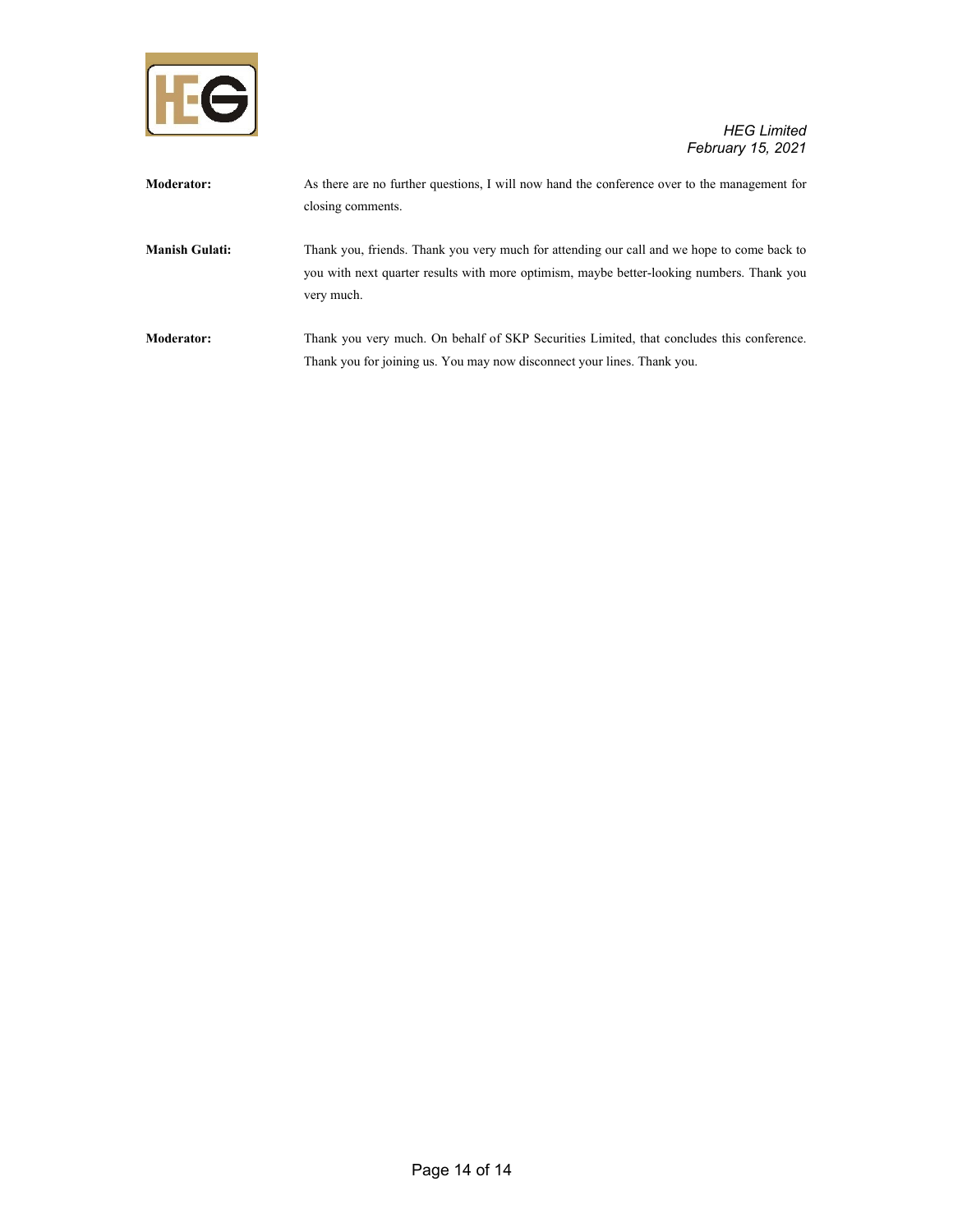**Moderator:** As there are no further questions, I will now hand the conference over to the management for closing comments.

**Manish Gulati:** Thank you, friends. Thank you very much for attending our call and we hope to come back to you with next quarter results with more optimism, maybe better-looking numbers. Thank you very much.

**Moderator:** Thank you very much. On behalf of SKP Securities Limited, that concludes this conference. Thank you for joining us. You may now disconnect your lines. Thank you.